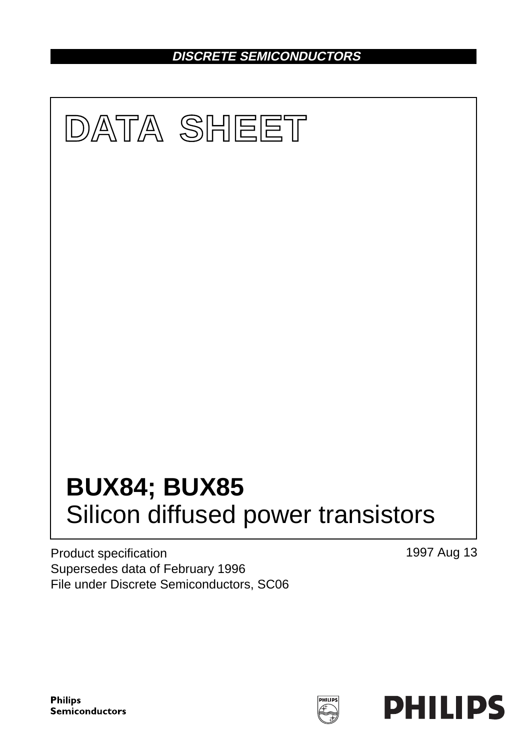DISCRETE SEMICONDUCTORS

# DATA SHEET

# BUX84; BUX85
## Silicon diffused power transistors

Product specification
Supersedes data of February 1996
File under Discrete Semiconductors, SC06

1997 Aug 13

Philips Semiconductors

PHILIPS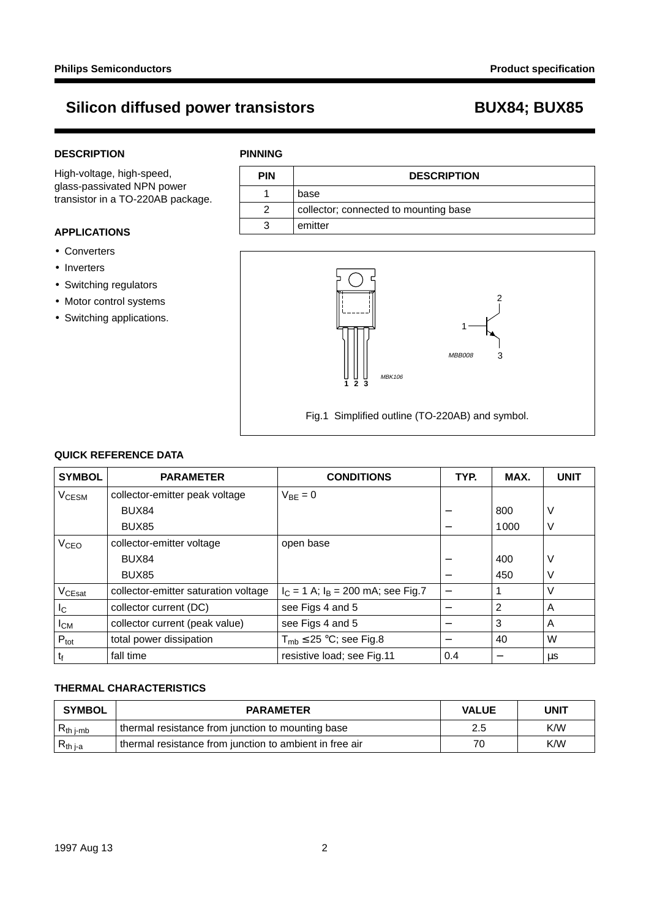# Silicon diffused power transistors — BUX84; BUX85

## DESCRIPTION

High-voltage, high-speed, glass-passivated NPN power transistor in a TO-220AB package.

## APPLICATIONS

- Converters
- Inverters
- Switching regulators
- Motor control systems
- Switching applications.

## PINNING

| PIN | DESCRIPTION |
|---|---|
| 1 | base |
| 2 | collector; connected to mounting base |
| 3 | emitter |

Fig.1 Simplified outline (TO-220AB) and symbol.

## QUICK REFERENCE DATA

| SYMBOL | PARAMETER | CONDITIONS | TYP. | MAX. | UNIT |
|---|---|---|---|---|---|
| $V_{CESM}$ | collector-emitter peak voltage | $V_{BE} = 0$ | | | |
| | BUX84 | | − | 800 | V |
| | BUX85 | | − | 1000 | V |
| $V_{CEO}$ | collector-emitter voltage | open base | | | |
| | BUX84 | | − | 400 | V |
| | BUX85 | | − | 450 | V |
| $V_{CEsat}$ | collector-emitter saturation voltage | $I_C = 1$ A; $I_B = 200$ mA; see Fig.7 | − | 1 | V |
| $I_C$ | collector current (DC) | see Figs 4 and 5 | − | 2 | A |
| $I_{CM}$ | collector current (peak value) | see Figs 4 and 5 | − | 3 | A |
| $P_{tot}$ | total power dissipation | $T_{mb} \leq 25$ °C; see Fig.8 | − | 40 | W |
| $t_f$ | fall time | resistive load; see Fig.11 | 0.4 | − | μs |

## THERMAL CHARACTERISTICS

| SYMBOL | PARAMETER | VALUE | UNIT |
|---|---|---|---|
| $R_{th\ j\text{-}mb}$ | thermal resistance from junction to mounting base | 2.5 | K/W |
| $R_{th\ j\text{-}a}$ | thermal resistance from junction to ambient in free air | 70 | K/W |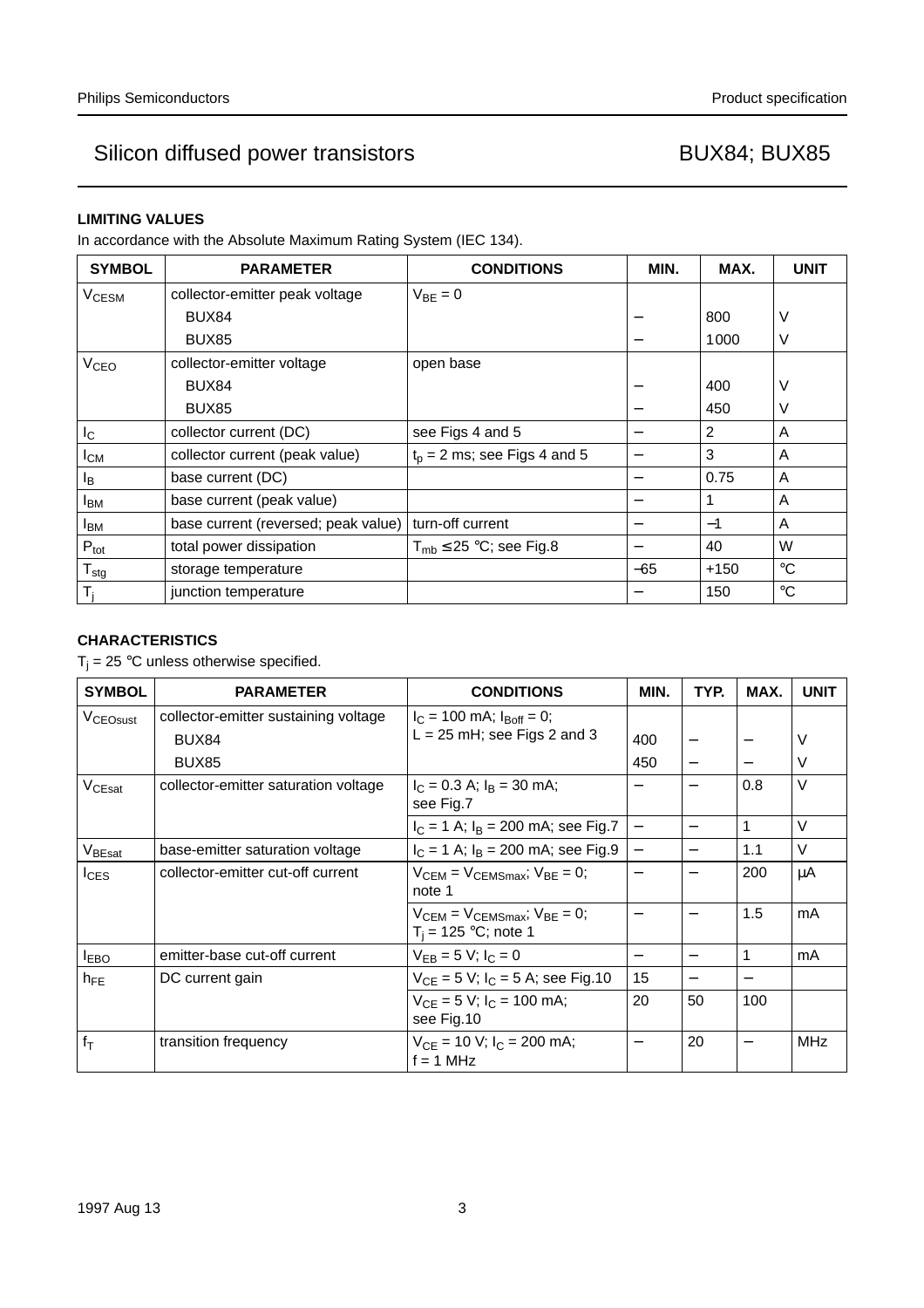## LIMITING VALUES

In accordance with the Absolute Maximum Rating System (IEC 134).

| SYMBOL | PARAMETER | CONDITIONS | MIN. | MAX. | UNIT |
|---|---|---|---|---|---|
| $V_{CESM}$ | collector-emitter peak voltage | $V_{BE} = 0$ | | | |
| | BUX84 | | – | 800 | V |
| | BUX85 | | – | 1000 | V |
| $V_{CEO}$ | collector-emitter voltage | open base | | | |
| | BUX84 | | – | 400 | V |
| | BUX85 | | – | 450 | V |
| $I_C$ | collector current (DC) | see Figs 4 and 5 | – | 2 | A |
| $I_{CM}$ | collector current (peak value) | $t_p = 2$ ms; see Figs 4 and 5 | – | 3 | A |
| $I_B$ | base current (DC) | | – | 0.75 | A |
| $I_{BM}$ | base current (peak value) | | – | 1 | A |
| $I_{BM}$ | base current (reversed; peak value) | turn-off current | – | –1 | A |
| $P_{tot}$ | total power dissipation | $T_{mb} \leq 25$ °C; see Fig.8 | – | 40 | W |
| $T_{stg}$ | storage temperature | | –65 | +150 | °C |
| $T_j$ | junction temperature | | – | 150 | °C |

## CHARACTERISTICS

$T_j = 25$ °C unless otherwise specified.

| SYMBOL | PARAMETER | CONDITIONS | MIN. | TYP. | MAX. | UNIT |
|---|---|---|---|---|---|---|
| $V_{CEOsust}$ | collector-emitter sustaining voltage | $I_C = 100$ mA; $I_{Boff} = 0$; $L = 25$ mH; see Figs 2 and 3 | | | | |
| | BUX84 | | 400 | – | – | V |
| | BUX85 | | 450 | – | – | V |
| $V_{CEsat}$ | collector-emitter saturation voltage | $I_C = 0.3$ A; $I_B = 30$ mA; see Fig.7 | – | – | 0.8 | V |
| | | $I_C = 1$ A; $I_B = 200$ mA; see Fig.7 | – | – | 1 | V |
| $V_{BEsat}$ | base-emitter saturation voltage | $I_C = 1$ A; $I_B = 200$ mA; see Fig.9 | – | – | 1.1 | V |
| $I_{CES}$ | collector-emitter cut-off current | $V_{CEM} = V_{CEMSmax}$; $V_{BE} = 0$; note 1 | – | – | 200 | μA |
| | | $V_{CEM} = V_{CEMSmax}$; $V_{BE} = 0$; $T_j = 125$ °C; note 1 | – | – | 1.5 | mA |
| $I_{EBO}$ | emitter-base cut-off current | $V_{EB} = 5$ V; $I_C = 0$ | – | – | 1 | mA |
| $h_{FE}$ | DC current gain | $V_{CE} = 5$ V; $I_C = 5$ A; see Fig.10 | 15 | – | – | |
| | | $V_{CE} = 5$ V; $I_C = 100$ mA; see Fig.10 | 20 | 50 | 100 | |
| $f_T$ | transition frequency | $V_{CE} = 10$ V; $I_C = 200$ mA; $f = 1$ MHz | – | 20 | – | MHz |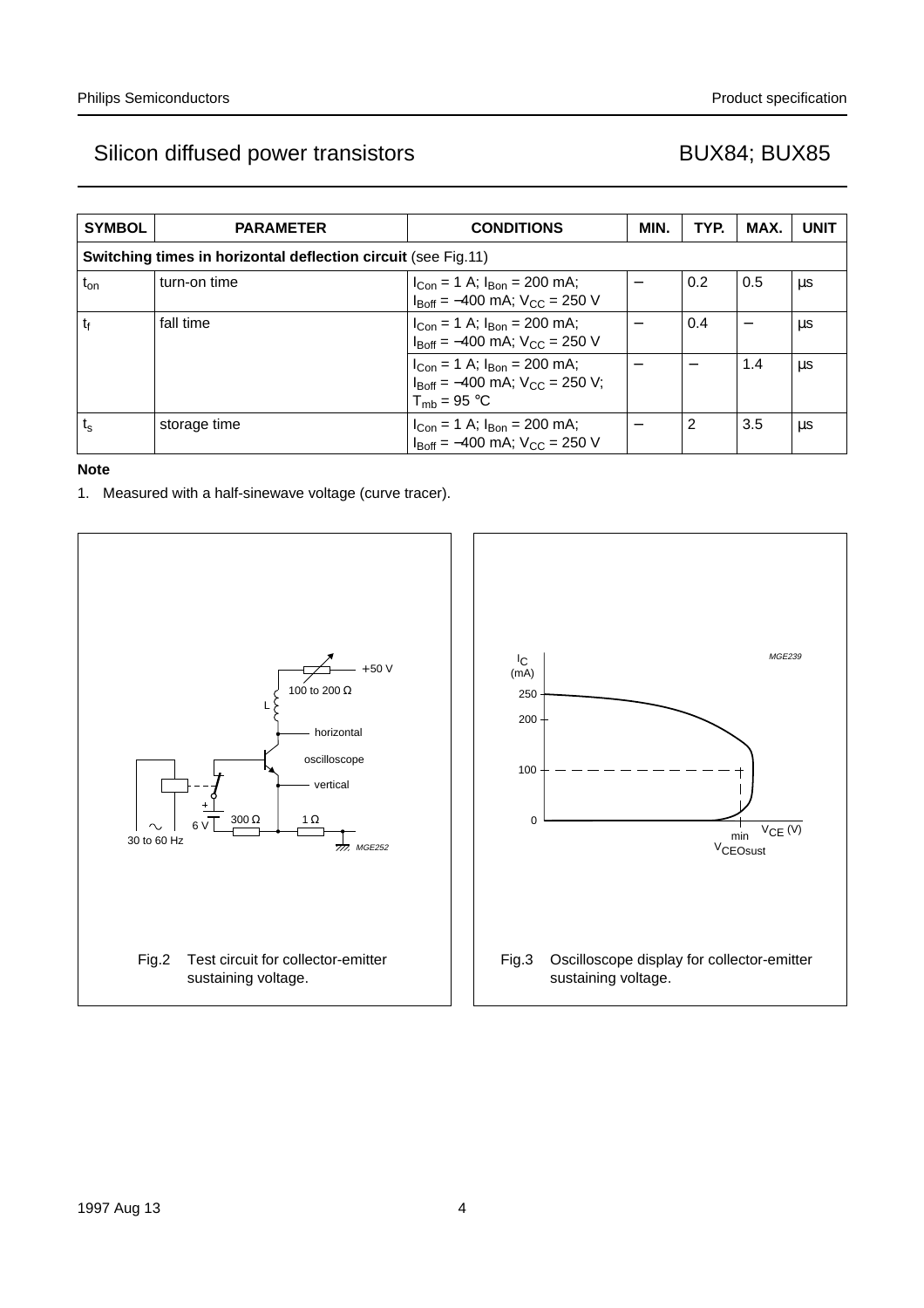| SYMBOL | PARAMETER | CONDITIONS | MIN. | TYP. | MAX. | UNIT |
|---|---|---|---|---|---|---|
| **Switching times in horizontal deflection circuit** (see Fig.11) | | | | | | |
| $t_{on}$ | turn-on time | $I_{Con}$ = 1 A; $I_{Bon}$ = 200 mA; $I_{Boff}$ = −400 mA; $V_{CC}$ = 250 V | − | 0.2 | 0.5 | μs |
| $t_f$ | fall time | $I_{Con}$ = 1 A; $I_{Bon}$ = 200 mA; $I_{Boff}$ = −400 mA; $V_{CC}$ = 250 V | − | 0.4 | − | μs |
| | | $I_{Con}$ = 1 A; $I_{Bon}$ = 200 mA; $I_{Boff}$ = −400 mA; $V_{CC}$ = 250 V; $T_{mb}$ = 95 °C | − | − | 1.4 | μs |
| $t_s$ | storage time | $I_{Con}$ = 1 A; $I_{Bon}$ = 200 mA; $I_{Boff}$ = −400 mA; $V_{CC}$ = 250 V | − | 2 | 3.5 | μs |

**Note**

1. Measured with a half-sinewave voltage (curve tracer).

Fig.2 Test circuit for collector-emitter sustaining voltage.

Fig.3 Oscilloscope display for collector-emitter sustaining voltage.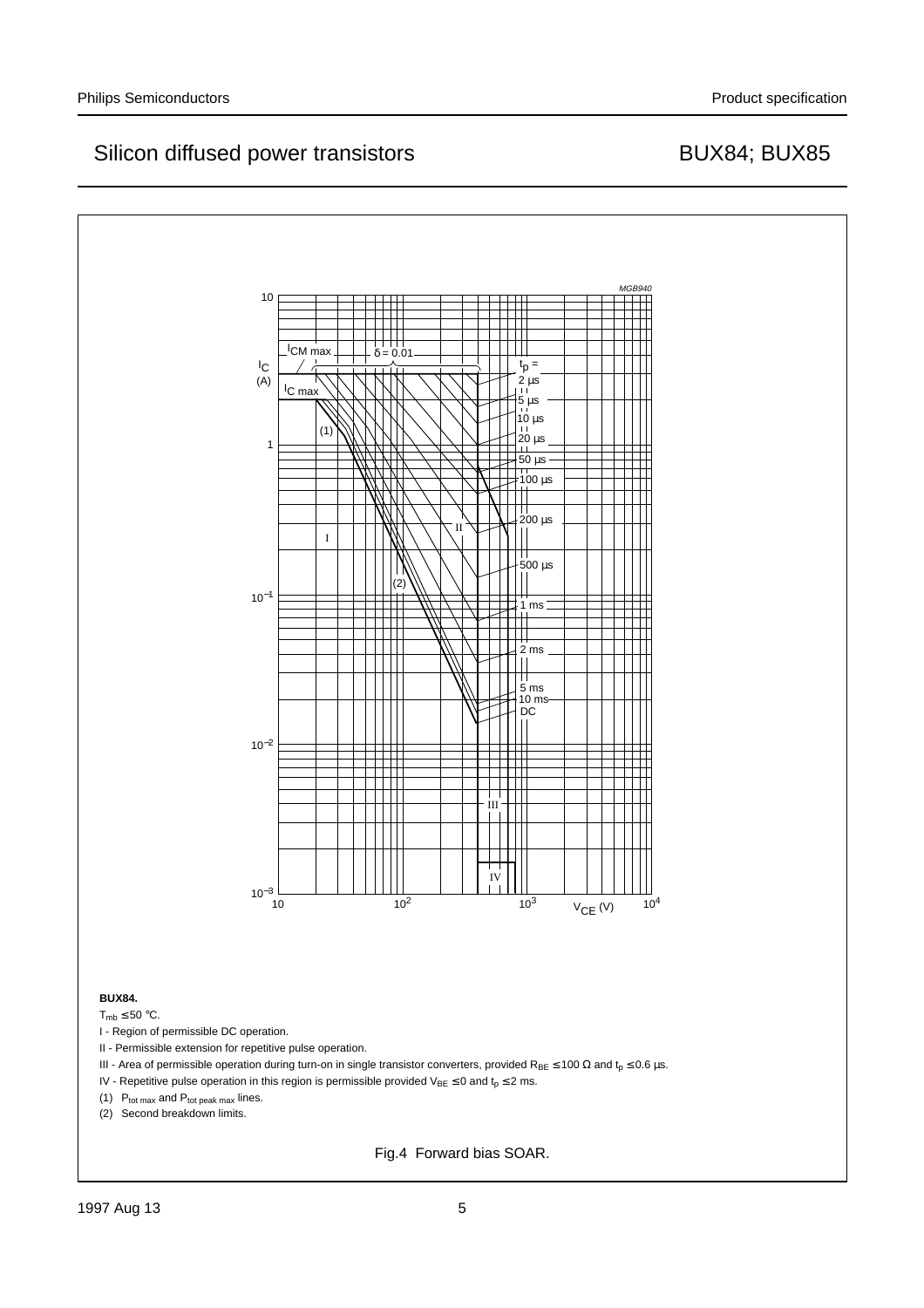**BUX84.**

$T_{mb} \leq 50$ °C.

I - Region of permissible DC operation.

II - Permissible extension for repetitive pulse operation.

III - Area of permissible operation during turn-on in single transistor converters, provided $R_{BE} \leq 100\ \Omega$ and $t_p \leq 0.6$ µs.

IV - Repetitive pulse operation in this region is permissible provided $V_{BE} \leq 0$ and $t_p \leq 2$ ms.

(1) $P_{tot\ max}$ and $P_{tot\ peak\ max}$ lines.

(2) Second breakdown limits.

Fig.4 Forward bias SOAR.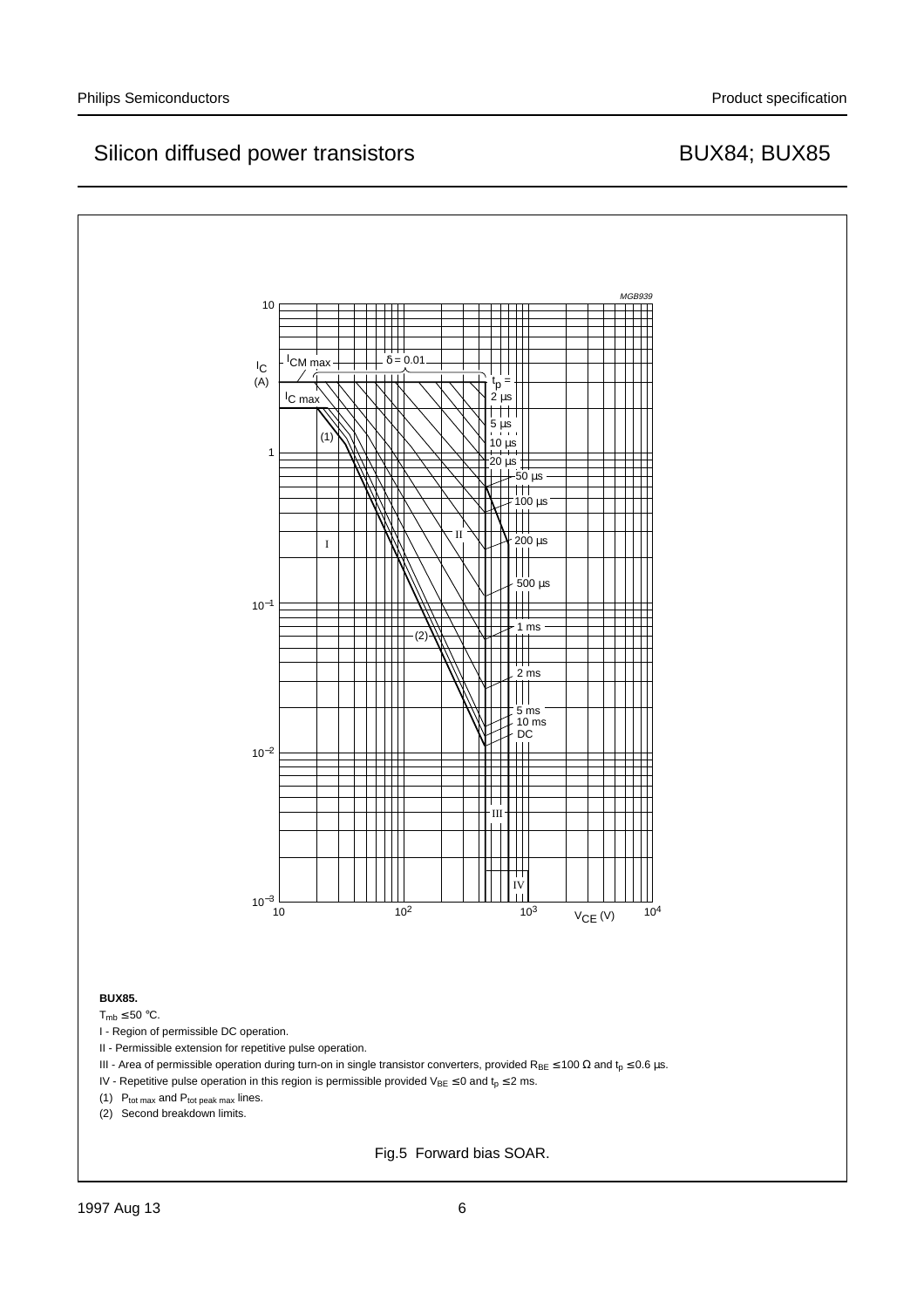**BUX85.**

$T_{mb} \leq 50$ °C.

I - Region of permissible DC operation.

II - Permissible extension for repetitive pulse operation.

III - Area of permissible operation during turn-on in single transistor converters, provided $R_{BE} \leq 100\ \Omega$ and $t_p \leq 0.6$ µs.

IV - Repetitive pulse operation in this region is permissible provided $V_{BE} \leq 0$ and $t_p \leq 2$ ms.

(1) $P_{tot\,max}$ and $P_{tot\,peak\,max}$ lines.

(2) Second breakdown limits.

Fig.5 Forward bias SOAR.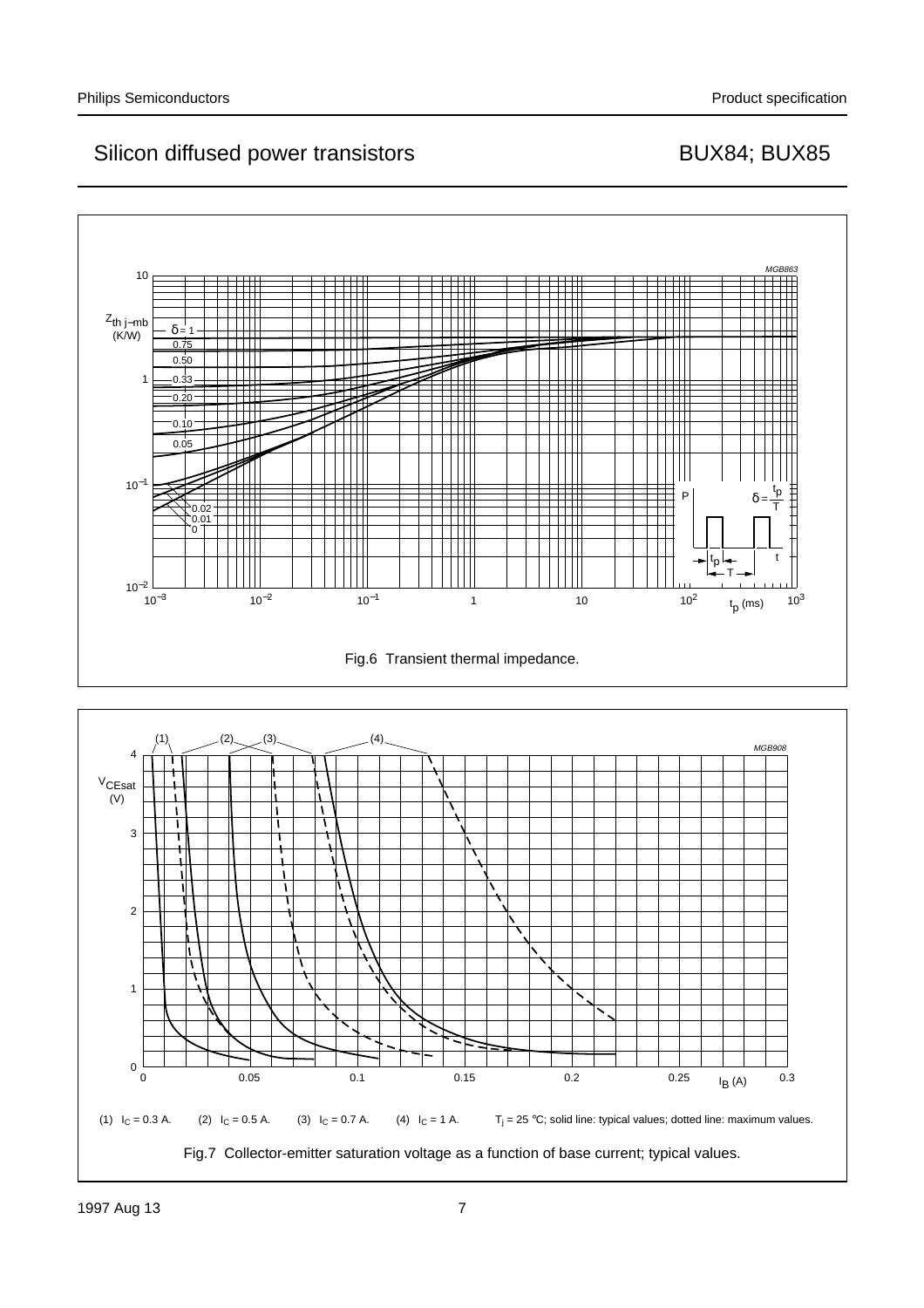Fig.6 Transient thermal impedance.

(1) $I_C$ = 0.3 A. (2) $I_C$ = 0.5 A. (3) $I_C$ = 0.7 A. (4) $I_C$ = 1 A. $T_j$ = 25 °C; solid line: typical values; dotted line: maximum values.

Fig.7 Collector-emitter saturation voltage as a function of base current; typical values.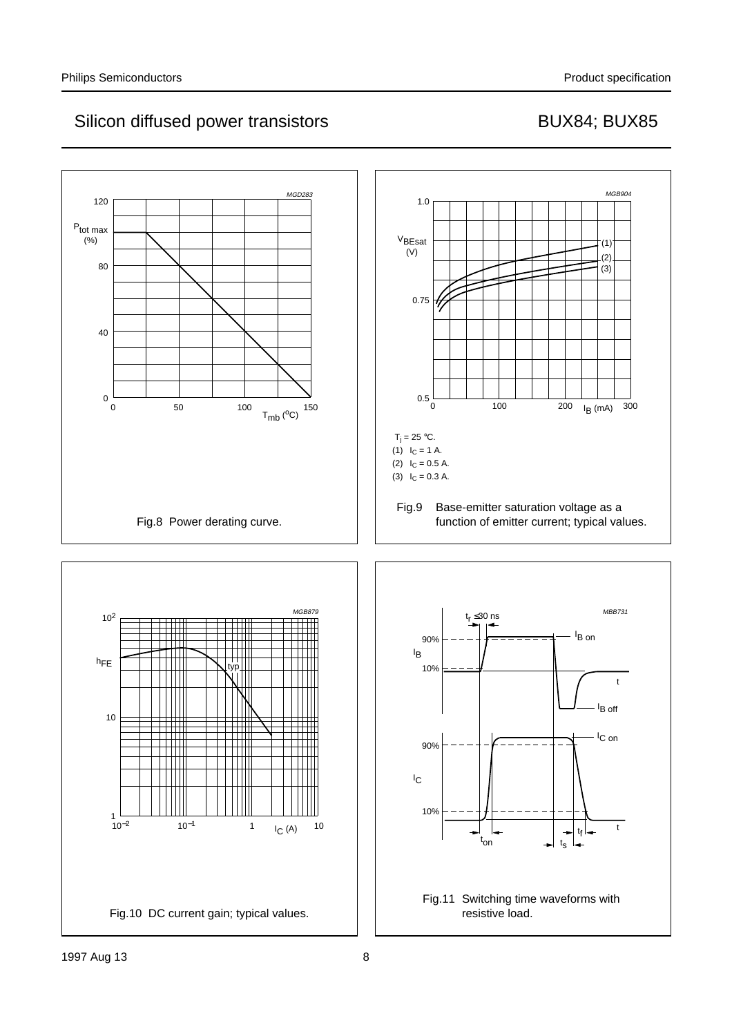Fig.8 Power derating curve.

$T_j$ = 25 °C.
(1) $I_C$ = 1 A.
(2) $I_C$ = 0.5 A.
(3) $I_C$ = 0.3 A.

Fig.9 Base-emitter saturation voltage as a function of emitter current; typical values.

Fig.10 DC current gain; typical values.

Fig.11 Switching time waveforms with resistive load.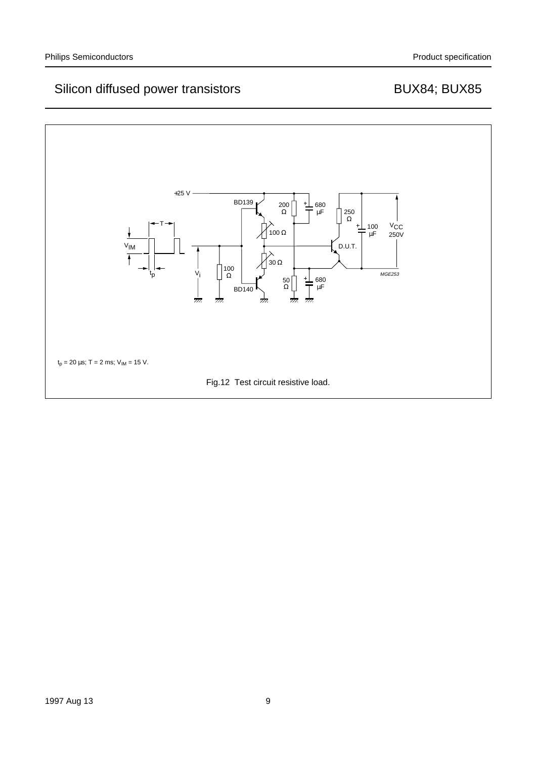$t_p$ = 20 µs; T = 2 ms; $V_{IM}$ = 15 V.

Fig.12 Test circuit resistive load.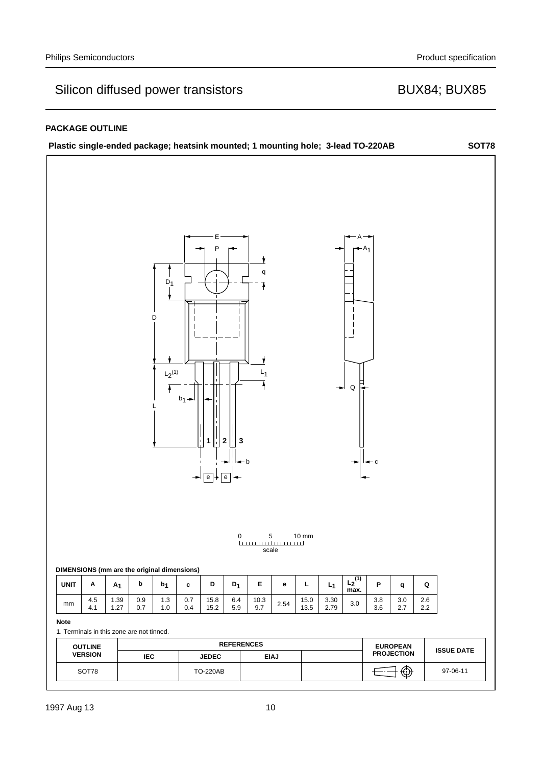## PACKAGE OUTLINE

**Plastic single-ended package; heatsink mounted; 1 mounting hole; 3-lead TO-220AB** **SOT78**

0 5 10 mm
scale

**DIMENSIONS (mm are the original dimensions)**

| UNIT | A | $A_1$ | b | $b_1$ | c | D | $D_1$ | E | e | L | $L_1$ | $L_2^{(1)}$ max. | P | q | Q |
|---|---|---|---|---|---|---|---|---|---|---|---|---|---|---|---|
| mm | 4.5<br>4.1 | 1.39<br>1.27 | 0.9<br>0.7 | 1.3<br>1.0 | 0.7<br>0.4 | 15.8<br>15.2 | 6.4<br>5.9 | 10.3<br>9.7 | 2.54 | 15.0<br>13.5 | 3.30<br>2.79 | 3.0 | 3.8<br>3.6 | 3.0<br>2.7 | 2.6<br>2.2 |

**Note**

1. Terminals in this zone are not tinned.

| OUTLINE VERSION | REFERENCES | | | | EUROPEAN PROJECTION | ISSUE DATE |
|---|---|---|---|---|---|---|
| | IEC | JEDEC | EIAJ | | | |
| SOT78 | | TO-220AB | | | | 97-06-11 |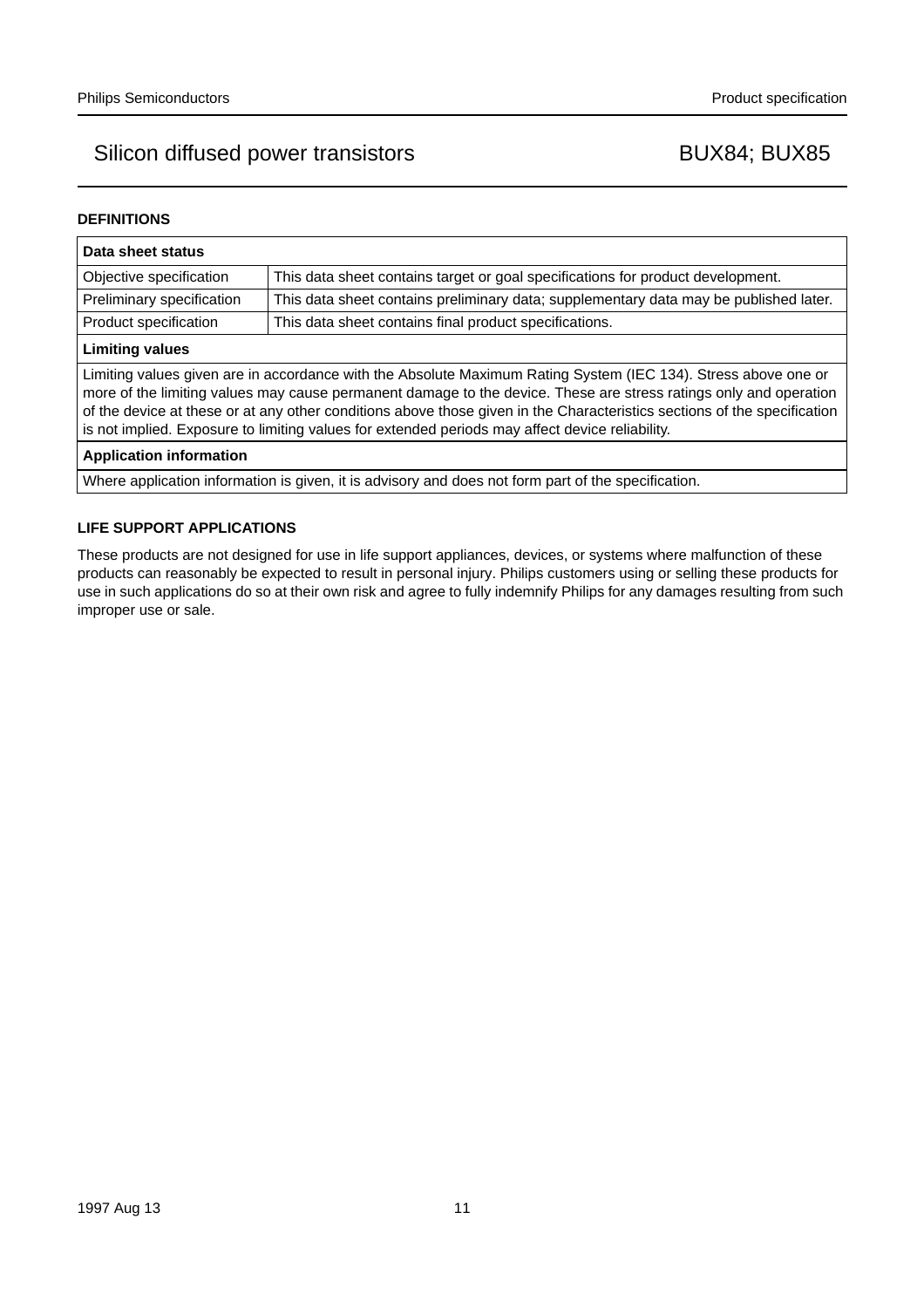## DEFINITIONS

| Data sheet status | |
|---|---|
| Objective specification | This data sheet contains target or goal specifications for product development. |
| Preliminary specification | This data sheet contains preliminary data; supplementary data may be published later. |
| Product specification | This data sheet contains final product specifications. |
| **Limiting values** | |
| Limiting values given are in accordance with the Absolute Maximum Rating System (IEC 134). Stress above one or more of the limiting values may cause permanent damage to the device. These are stress ratings only and operation of the device at these or at any other conditions above those given in the Characteristics sections of the specification is not implied. Exposure to limiting values for extended periods may affect device reliability. | |
| **Application information** | |
| Where application information is given, it is advisory and does not form part of the specification. | |

## LIFE SUPPORT APPLICATIONS

These products are not designed for use in life support appliances, devices, or systems where malfunction of these products can reasonably be expected to result in personal injury. Philips customers using or selling these products for use in such applications do so at their own risk and agree to fully indemnify Philips for any damages resulting from such improper use or sale.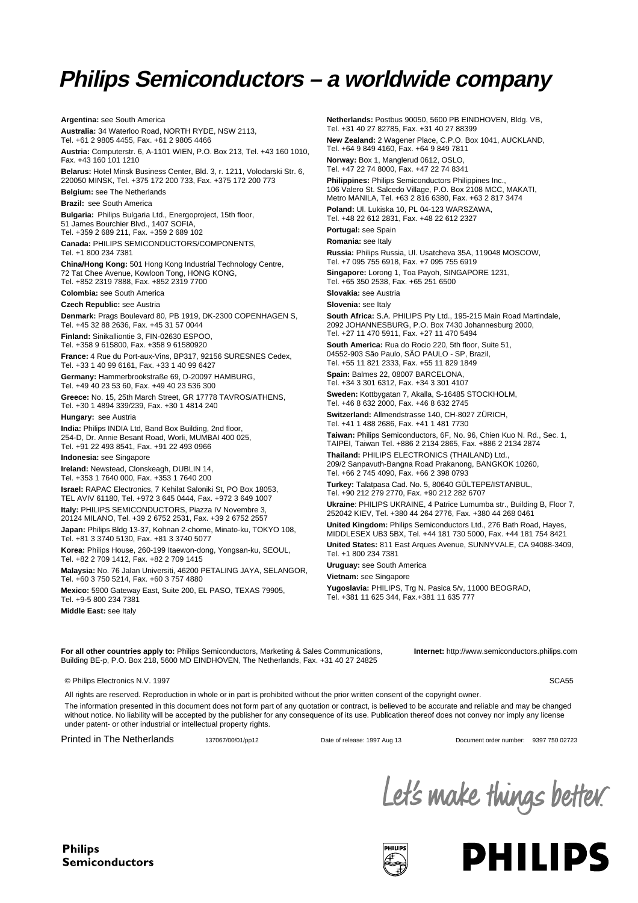# Philips Semiconductors – a worldwide company

**Argentina:** see South America

**Australia:** 34 Waterloo Road, NORTH RYDE, NSW 2113, Tel. +61 2 9805 4455, Fax. +61 2 9805 4466

**Austria:** Computerstr. 6, A-1101 WIEN, P.O. Box 213, Tel. +43 160 1010, Fax. +43 160 101 1210

**Belarus:** Hotel Minsk Business Center, Bld. 3, r. 1211, Volodarski Str. 6, 220050 MINSK, Tel. +375 172 200 733, Fax. +375 172 200 773

**Belgium:** see The Netherlands

**Brazil:** see South America

**Bulgaria:** Philips Bulgaria Ltd., Energoproject, 15th floor, 51 James Bourchier Blvd., 1407 SOFIA, Tel. +359 2 689 211, Fax. +359 2 689 102

**Canada:** PHILIPS SEMICONDUCTORS/COMPONENTS, Tel. +1 800 234 7381

**China/Hong Kong:** 501 Hong Kong Industrial Technology Centre, 72 Tat Chee Avenue, Kowloon Tong, HONG KONG, Tel. +852 2319 7888, Fax. +852 2319 7700

**Colombia:** see South America

**Czech Republic:** see Austria

**Denmark:** Prags Boulevard 80, PB 1919, DK-2300 COPENHAGEN S, Tel. +45 32 88 2636, Fax. +45 31 57 0044

**Finland:** Sinikalliontie 3, FIN-02630 ESPOO, Tel. +358 9 615800, Fax. +358 9 61580920

**France:** 4 Rue du Port-aux-Vins, BP317, 92156 SURESNES Cedex, Tel. +33 1 40 99 6161, Fax. +33 1 40 99 6427

**Germany:** Hammerbrookstraße 69, D-20097 HAMBURG, Tel. +49 40 23 53 60, Fax. +49 40 23 536 300

**Greece:** No. 15, 25th March Street, GR 17778 TAVROS/ATHENS, Tel. +30 1 4894 339/239, Fax. +30 1 4814 240

**Hungary:** see Austria

**India:** Philips INDIA Ltd, Band Box Building, 2nd floor, 254-D, Dr. Annie Besant Road, Worli, MUMBAI 400 025, Tel. +91 22 493 8541, Fax. +91 22 493 0966

**Indonesia:** see Singapore

**Ireland:** Newstead, Clonskeagh, DUBLIN 14, Tel. +353 1 7640 000, Fax. +353 1 7640 200

**Israel:** RAPAC Electronics, 7 Kehilat Saloniki St, PO Box 18053, TEL AVIV 61180, Tel. +972 3 645 0444, Fax. +972 3 649 1007

**Italy:** PHILIPS SEMICONDUCTORS, Piazza IV Novembre 3, 20124 MILANO, Tel. +39 2 6752 2531, Fax. +39 2 6752 2557

**Japan:** Philips Bldg 13-37, Kohnan 2-chome, Minato-ku, TOKYO 108, Tel. +81 3 3740 5130, Fax. +81 3 3740 5077

**Korea:** Philips House, 260-199 Itaewon-dong, Yongsan-ku, SEOUL, Tel. +82 2 709 1412, Fax. +82 2 709 1415

**Malaysia:** No. 76 Jalan Universiti, 46200 PETALING JAYA, SELANGOR, Tel. +60 3 750 5214, Fax. +60 3 757 4880

**Mexico:** 5900 Gateway East, Suite 200, EL PASO, TEXAS 79905, Tel. +9-5 800 234 7381

**Middle East:** see Italy

**Netherlands:** Postbus 90050, 5600 PB EINDHOVEN, Bldg. VB, Tel. +31 40 27 82785, Fax. +31 40 27 88399

**New Zealand:** 2 Wagener Place, C.P.O. Box 1041, AUCKLAND, Tel. +64 9 849 4160, Fax. +64 9 849 7811

**Norway:** Box 1, Manglerud 0612, OSLO, Tel. +47 22 74 8000, Fax. +47 22 74 8341

**Philippines:** Philips Semiconductors Philippines Inc., 106 Valero St. Salcedo Village, P.O. Box 2108 MCC, MAKATI, Metro MANILA, Tel. +63 2 816 6380, Fax. +63 2 817 3474

**Poland:** Ul. Lukiska 10, PL 04-123 WARSZAWA, Tel. +48 22 612 2831, Fax. +48 22 612 2327

**Portugal:** see Spain

**Romania:** see Italy

**Russia:** Philips Russia, Ul. Usatcheva 35A, 119048 MOSCOW, Tel. +7 095 755 6918, Fax. +7 095 755 6919

**Singapore:** Lorong 1, Toa Payoh, SINGAPORE 1231, Tel. +65 350 2538, Fax. +65 251 6500

**Slovakia:** see Austria

**Slovenia:** see Italy

**South Africa:** S.A. PHILIPS Pty Ltd., 195-215 Main Road Martindale, 2092 JOHANNESBURG, P.O. Box 7430 Johannesburg 2000, Tel. +27 11 470 5911, Fax. +27 11 470 5494

**South America:** Rua do Rocio 220, 5th floor, Suite 51, 04552-903 São Paulo, SÃO PAULO - SP, Brazil, Tel. +55 11 821 2333, Fax. +55 11 829 1849

**Spain:** Balmes 22, 08007 BARCELONA, Tel. +34 3 301 6312, Fax. +34 3 301 4107

**Sweden:** Kottbygatan 7, Akalla, S-16485 STOCKHOLM, Tel. +46 8 632 2000, Fax. +46 8 632 2745

**Switzerland:** Allmendstrasse 140, CH-8027 ZÜRICH, Tel. +41 1 488 2686, Fax. +41 1 481 7730

**Taiwan:** Philips Semiconductors, 6F, No. 96, Chien Kuo N. Rd., Sec. 1, TAIPEI, Taiwan Tel. +886 2 2134 2865, Fax. +886 2 2134 2874

**Thailand:** PHILIPS ELECTRONICS (THAILAND) Ltd., 209/2 Sanpavuth-Bangna Road Prakanong, BANGKOK 10260, Tel. +66 2 745 4090, Fax. +66 2 398 0793

**Turkey:** Talatpasa Cad. No. 5, 80640 GÜLTEPE/ISTANBUL, Tel. +90 212 279 2770, Fax. +90 212 282 6707

**Ukraine**: PHILIPS UKRAINE, 4 Patrice Lumumba str., Building B, Floor 7, 252042 KIEV, Tel. +380 44 264 2776, Fax. +380 44 268 0461

**United Kingdom:** Philips Semiconductors Ltd., 276 Bath Road, Hayes, MIDDLESEX UB3 5BX, Tel. +44 181 730 5000, Fax. +44 181 754 8421

**United States:** 811 East Arques Avenue, SUNNYVALE, CA 94088-3409, Tel. +1 800 234 7381

**Uruguay:** see South America

**Vietnam:** see Singapore

**Yugoslavia:** PHILIPS, Trg N. Pasica 5/v, 11000 BEOGRAD, Tel. +381 11 625 344, Fax.+381 11 635 777

**For all other countries apply to:** Philips Semiconductors, Marketing & Sales Communications, Building BE-p, P.O. Box 218, 5600 MD EINDHOVEN, The Netherlands, Fax. +31 40 27 24825

**Internet:** http://www.semiconductors.philips.com

© Philips Electronics N.V. 1997 SCA55

All rights are reserved. Reproduction in whole or in part is prohibited without the prior written consent of the copyright owner.

The information presented in this document does not form part of any quotation or contract, is believed to be accurate and reliable and may be changed without notice. No liability will be accepted by the publisher for any consequence of its use. Publication thereof does not convey nor imply any license under patent- or other industrial or intellectual property rights.

Printed in The Netherlands 137067/00/01/pp12 Date of release: 1997 Aug 13 Document order number: 9397 750 02723

Let's make things better.

**Philips Semiconductors**

**PHILIPS**